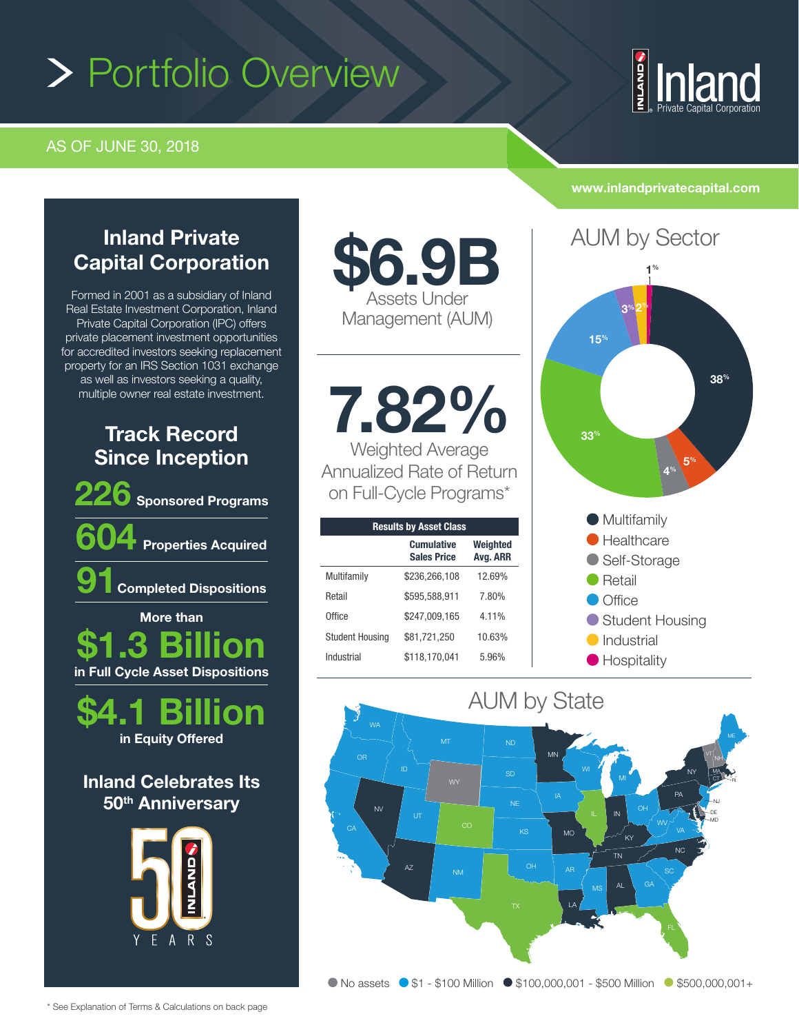# Portfolio Overview

AS OF JUNE 30, 2018

Inland Private Capital Corporation

www.inlandprivatecapital.com

## Inland Private Capital Corporation

Formed in 2001 as a subsidiary of Inland Real Estate Investment Corporation, Inland Private Capital Corporation (IPC) offers private placement investment opportunities for accredited investors seeking replacement property for an IRS Section 1031 exchange as well as investors seeking a quality, multiple owner real estate investment.

## Track Record Since Inception

**226** Sponsored Programs

**604** Properties Acquired

**91** Completed Dispositions

More than **$1.3 Billion** in Full Cycle Asset Dispositions

**$4.1 Billion** in Equity Offered

## Inland Celebrates Its 50th Anniversary

**$6.9B** Assets Under Management (AUM)

**7.82%** Weighted Average Annualized Rate of Return on Full-Cycle Programs*

| Results by Asset Class | | |
|---|---|---|
| | Cumulative Sales Price | Weighted Avg. ARR |
| Multifamily | $236,266,108 | 12.69% |
| Retail | $595,588,911 | 7.80% |
| Office | $247,009,165 | 4.11% |
| Student Housing | $81,721,250 | 10.63% |
| Industrial | $118,170,041 | 5.96% |

## AUM by Sector

| Sector | % |
|---|---|
| Multifamily | 38% |
| Healthcare | 5% |
| Self-Storage | 4% |
| Retail | 33% |
| Office | 15% |
| Student Housing | 3% |
| Industrial | 2% |
| Hospitality | 1% |

## AUM by State

No assets | $1 - $100 Million | $100,000,001 - $500 Million | $500,000,001+

* See Explanation of Terms & Calculations on back page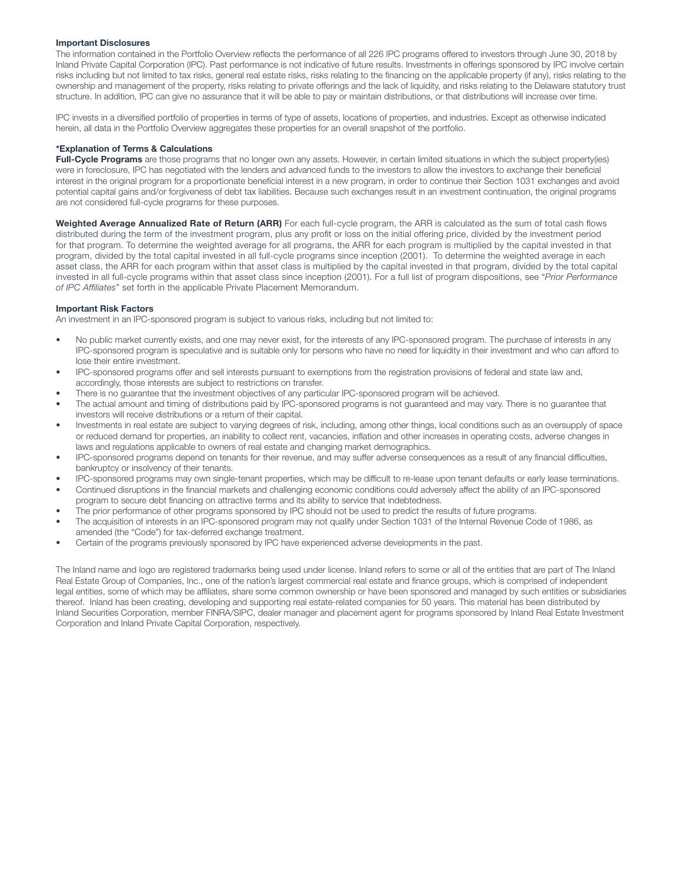### Important Disclosures

The information contained in the Portfolio Overview reflects the performance of all 226 IPC programs offered to investors through June 30, 2018 by Inland Private Capital Corporation (IPC). Past performance is not indicative of future results. Investments in offerings sponsored by IPC involve certain risks including but not limited to tax risks, general real estate risks, risks relating to the financing on the applicable property (if any), risks relating to the ownership and management of the property, risks relating to private offerings and the lack of liquidity, and risks relating to the Delaware statutory trust structure. In addition, IPC can give no assurance that it will be able to pay or maintain distributions, or that distributions will increase over time.

IPC invests in a diversified portfolio of properties in terms of type of assets, locations of properties, and industries. Except as otherwise indicated herein, all data in the Portfolio Overview aggregates these properties for an overall snapshot of the portfolio.

### *Explanation of Terms & Calculations

**Full-Cycle Programs** are those programs that no longer own any assets. However, in certain limited situations in which the subject property(ies) were in foreclosure, IPC has negotiated with the lenders and advanced funds to the investors to allow the investors to exchange their beneficial interest in the original program for a proportionate beneficial interest in a new program, in order to continue their Section 1031 exchanges and avoid potential capital gains and/or forgiveness of debt tax liabilities. Because such exchanges result in an investment continuation, the original programs are not considered full-cycle programs for these purposes.

**Weighted Average Annualized Rate of Return (ARR)** For each full-cycle program, the ARR is calculated as the sum of total cash flows distributed during the term of the investment program, plus any profit or loss on the initial offering price, divided by the investment period for that program. To determine the weighted average for all programs, the ARR for each program is multiplied by the capital invested in that program, divided by the total capital invested in all full-cycle programs since inception (2001). To determine the weighted average in each asset class, the ARR for each program within that asset class is multiplied by the capital invested in that program, divided by the total capital invested in all full-cycle programs within that asset class since inception (2001). For a full list of program dispositions, see "*Prior Performance of IPC Affiliates*" set forth in the applicable Private Placement Memorandum.

### Important Risk Factors

An investment in an IPC-sponsored program is subject to various risks, including but not limited to:

- No public market currently exists, and one may never exist, for the interests of any IPC-sponsored program. The purchase of interests in any IPC-sponsored program is speculative and is suitable only for persons who have no need for liquidity in their investment and who can afford to lose their entire investment.
- IPC-sponsored programs offer and sell interests pursuant to exemptions from the registration provisions of federal and state law and, accordingly, those interests are subject to restrictions on transfer.
- There is no guarantee that the investment objectives of any particular IPC-sponsored program will be achieved.
- The actual amount and timing of distributions paid by IPC-sponsored programs is not guaranteed and may vary. There is no guarantee that investors will receive distributions or a return of their capital.
- Investments in real estate are subject to varying degrees of risk, including, among other things, local conditions such as an oversupply of space or reduced demand for properties, an inability to collect rent, vacancies, inflation and other increases in operating costs, adverse changes in laws and regulations applicable to owners of real estate and changing market demographics.
- IPC-sponsored programs depend on tenants for their revenue, and may suffer adverse consequences as a result of any financial difficulties, bankruptcy or insolvency of their tenants.
- IPC-sponsored programs may own single-tenant properties, which may be difficult to re-lease upon tenant defaults or early lease terminations.
- Continued disruptions in the financial markets and challenging economic conditions could adversely affect the ability of an IPC-sponsored program to secure debt financing on attractive terms and its ability to service that indebtedness.
- The prior performance of other programs sponsored by IPC should not be used to predict the results of future programs.
- The acquisition of interests in an IPC-sponsored program may not qualify under Section 1031 of the Internal Revenue Code of 1986, as amended (the "Code") for tax-deferred exchange treatment.
- Certain of the programs previously sponsored by IPC have experienced adverse developments in the past.

The Inland name and logo are registered trademarks being used under license. Inland refers to some or all of the entities that are part of The Inland Real Estate Group of Companies, Inc., one of the nation's largest commercial real estate and finance groups, which is comprised of independent legal entities, some of which may be affiliates, share some common ownership or have been sponsored and managed by such entities or subsidiaries thereof. Inland has been creating, developing and supporting real estate-related companies for 50 years. This material has been distributed by Inland Securities Corporation, member FINRA/SIPC, dealer manager and placement agent for programs sponsored by Inland Real Estate Investment Corporation and Inland Private Capital Corporation, respectively.